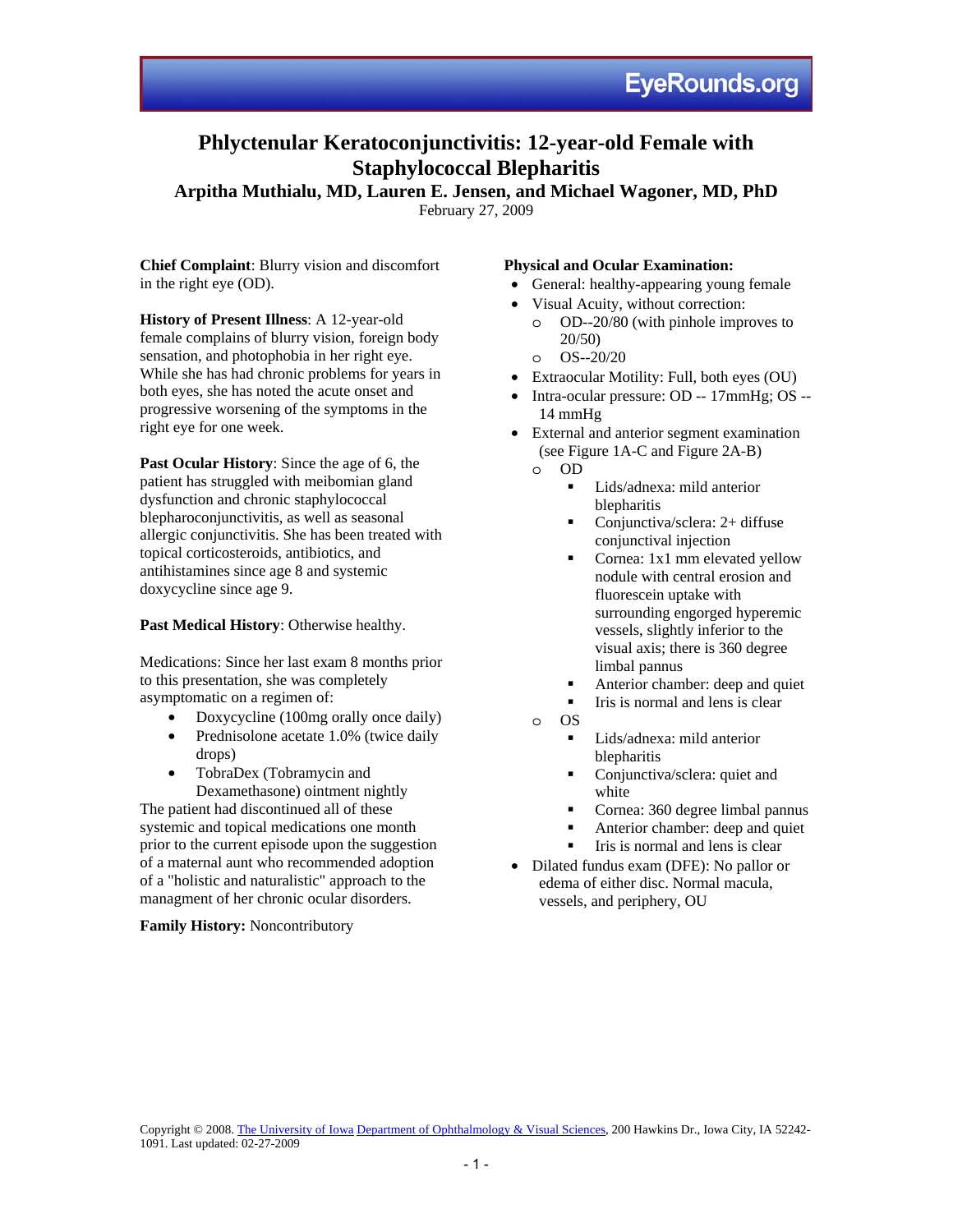# Phlyctenular Keratoconjunctivitis: 12-year-old Female with Staphylococcal Blepharitis

**Arpitha Muthialu, MD, Lauren E. Jensen, and Michael Wagoner, MD, PhD**

February 27, 2009

**Chief Complaint**: Blurry vision and discomfort in the right eye (OD).

**History of Present Illness**: A 12-year-old female complains of blurry vision, foreign body sensation, and photophobia in her right eye. While she has had chronic problems for years in both eyes, she has noted the acute onset and progressive worsening of the symptoms in the right eye for one week.

**Past Ocular History**: Since the age of 6, the patient has struggled with meibomian gland dysfunction and chronic staphylococcal blepharoconjunctivitis, as well as seasonal allergic conjunctivitis. She has been treated with topical corticosteroids, antibiotics, and antihistamines since age 8 and systemic doxycycline since age 9.

**Past Medical History**: Otherwise healthy.

Medications: Since her last exam 8 months prior to this presentation, she was completely asymptomatic on a regimen of:

- Doxycycline (100mg orally once daily)
- Prednisolone acetate 1.0% (twice daily drops)
- TobraDex (Tobramycin and Dexamethasone) ointment nightly

The patient had discontinued all of these systemic and topical medications one month prior to the current episode upon the suggestion of a maternal aunt who recommended adoption of a "holistic and naturalistic" approach to the managment of her chronic ocular disorders.

**Family History:** Noncontributory

**Physical and Ocular Examination:**

- General: healthy-appearing young female
- Visual Acuity, without correction:
  - OD--20/80 (with pinhole improves to 20/50)
  - OS--20/20
- Extraocular Motility: Full, both eyes (OU)
- Intra-ocular pressure: OD -- 17mmHg; OS -- 14 mmHg
- External and anterior segment examination (see Figure 1A-C and Figure 2A-B)
  - OD
    - Lids/adnexa: mild anterior blepharitis
    - Conjunctiva/sclera: 2+ diffuse conjunctival injection
    - Cornea: 1x1 mm elevated yellow nodule with central erosion and fluorescein uptake with surrounding engorged hyperemic vessels, slightly inferior to the visual axis; there is 360 degree limbal pannus
    - Anterior chamber: deep and quiet
    - Iris is normal and lens is clear
  - OS
    - Lids/adnexa: mild anterior blepharitis
    - Conjunctiva/sclera: quiet and white
    - Cornea: 360 degree limbal pannus
    - Anterior chamber: deep and quiet
    - Iris is normal and lens is clear
- Dilated fundus exam (DFE): No pallor or edema of either disc. Normal macula, vessels, and periphery, OU

Copyright © 2008. The University of Iowa Department of Ophthalmology & Visual Sciences, 200 Hawkins Dr., Iowa City, IA 52242-1091. Last updated: 02-27-2009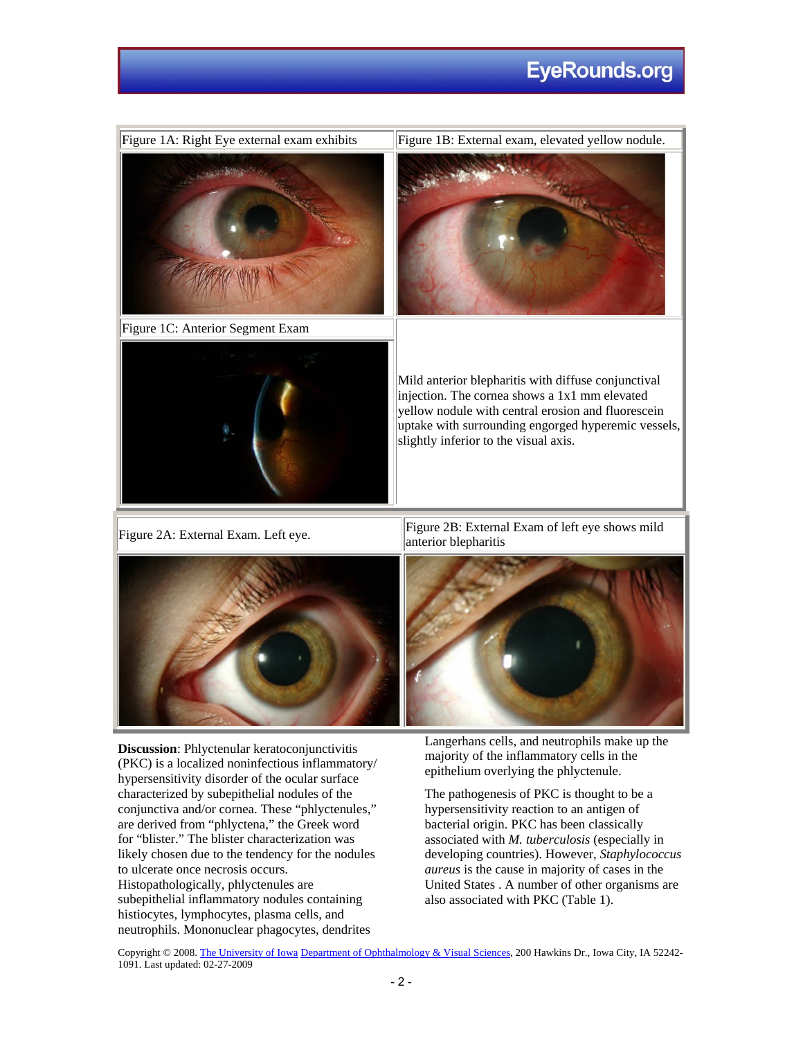Figure 1A: Right Eye external exam exhibits

Figure 1B: External exam, elevated yellow nodule.

Figure 1C: Anterior Segment Exam

Mild anterior blepharitis with diffuse conjunctival injection. The cornea shows a 1x1 mm elevated yellow nodule with central erosion and fluorescein uptake with surrounding engorged hyperemic vessels, slightly inferior to the visual axis.

Figure 2A: External Exam. Left eye.

Figure 2B: External Exam of left eye shows mild anterior blepharitis

**Discussion**: Phlyctenular keratoconjunctivitis (PKC) is a localized noninfectious inflammatory/ hypersensitivity disorder of the ocular surface characterized by subepithelial nodules of the conjunctiva and/or cornea. These "phlyctenules," are derived from "phlyctena," the Greek word for "blister." The blister characterization was likely chosen due to the tendency for the nodules to ulcerate once necrosis occurs. Histopathologically, phlyctenules are subepithelial inflammatory nodules containing histiocytes, lymphocytes, plasma cells, and neutrophils. Mononuclear phagocytes, dendrites Langerhans cells, and neutrophils make up the majority of the inflammatory cells in the epithelium overlying the phlyctenule.

The pathogenesis of PKC is thought to be a hypersensitivity reaction to an antigen of bacterial origin. PKC has been classically associated with *M. tuberculosis* (especially in developing countries). However, *Staphylococcus aureus* is the cause in majority of cases in the United States . A number of other organisms are also associated with PKC (Table 1).

Copyright © 2008. The University of Iowa Department of Ophthalmology & Visual Sciences, 200 Hawkins Dr., Iowa City, IA 52242-1091. Last updated: 02-27-2009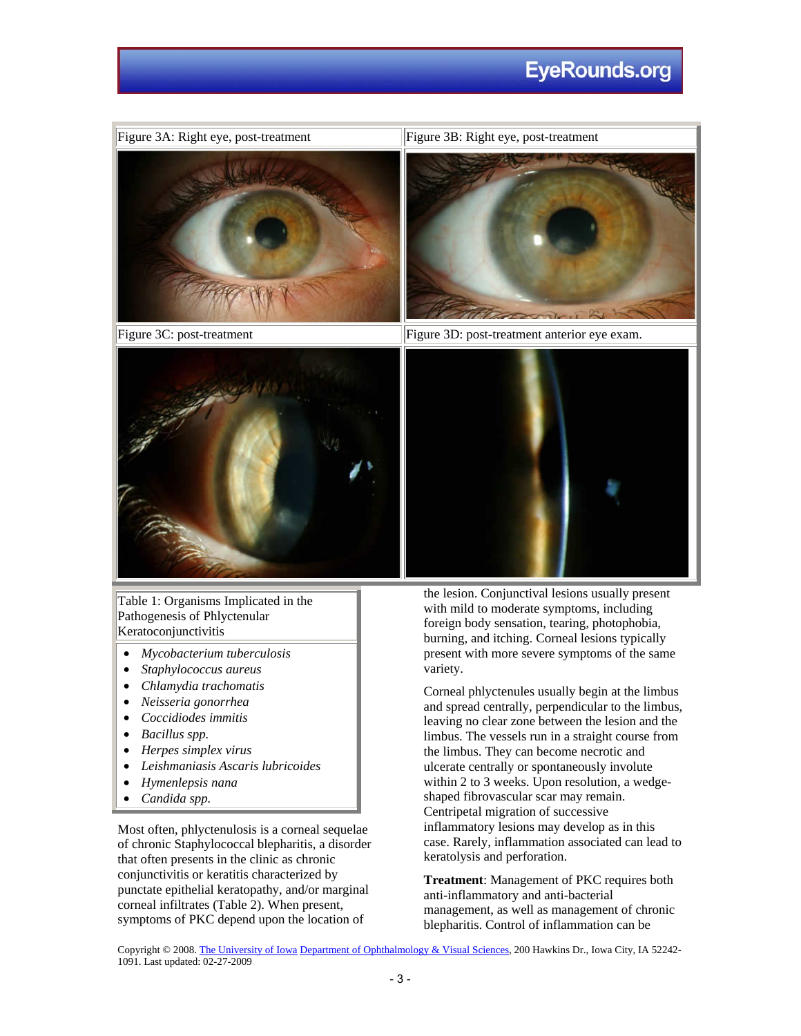Figure 3A: Right eye, post-treatment

Figure 3B: Right eye, post-treatment

Figure 3C: post-treatment

Figure 3D: post-treatment anterior eye exam.

| Table 1: Organisms Implicated in the Pathogenesis of Phlyctenular Keratoconjunctivitis |
| --- |
| • *Mycobacterium tuberculosis*<br>• *Staphylococcus aureus*<br>• *Chlamydia trachomatis*<br>• *Neisseria gonorrhea*<br>• *Coccidiodes immitis*<br>• *Bacillus spp.*<br>• *Herpes simplex virus*<br>• *Leishmaniasis Ascaris lubricoides*<br>• *Hymenlepsis nana*<br>• *Candida spp.* |

Most often, phlyctenulosis is a corneal sequelae of chronic Staphylococcal blepharitis, a disorder that often presents in the clinic as chronic conjunctivitis or keratitis characterized by punctate epithelial keratopathy, and/or marginal corneal infiltrates (Table 2). When present, symptoms of PKC depend upon the location of the lesion. Conjunctival lesions usually present with mild to moderate symptoms, including foreign body sensation, tearing, photophobia, burning, and itching. Corneal lesions typically present with more severe symptoms of the same variety.

Corneal phlyctenules usually begin at the limbus and spread centrally, perpendicular to the limbus, leaving no clear zone between the lesion and the limbus. The vessels run in a straight course from the limbus. They can become necrotic and ulcerate centrally or spontaneously involute within 2 to 3 weeks. Upon resolution, a wedge-shaped fibrovascular scar may remain. Centripetal migration of successive inflammatory lesions may develop as in this case. Rarely, inflammation associated can lead to keratolysis and perforation.

**Treatment**: Management of PKC requires both anti-inflammatory and anti-bacterial management, as well as management of chronic blepharitis. Control of inflammation can be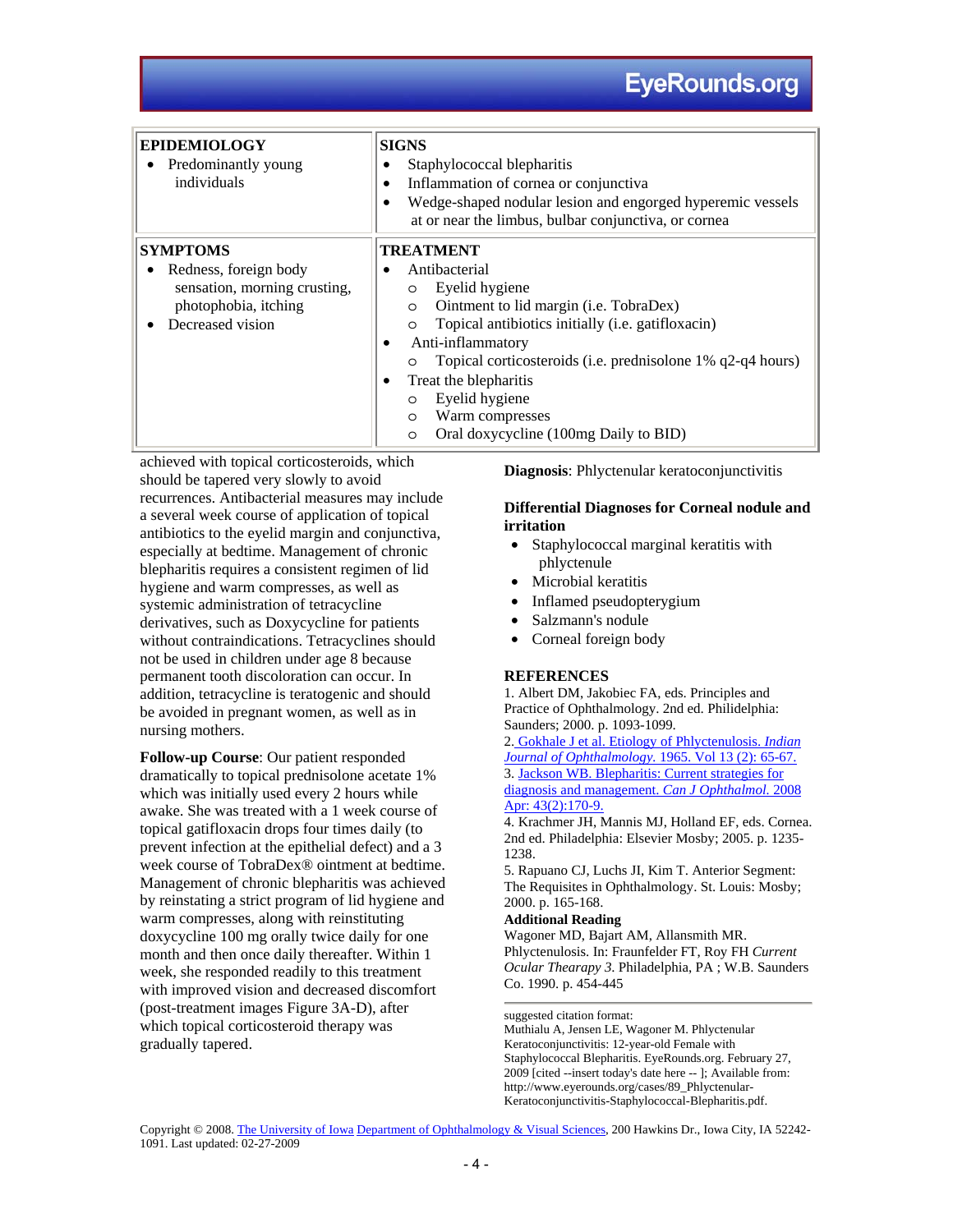| EPIDEMIOLOGY | SIGNS |
|---|---|
| • Predominantly young individuals | • Staphylococcal blepharitis<br>• Inflammation of cornea or conjunctiva<br>• Wedge-shaped nodular lesion and engorged hyperemic vessels at or near the limbus, bulbar conjunctiva, or cornea |
| **SYMPTOMS** | **TREATMENT** |
| • Redness, foreign body sensation, morning crusting, photophobia, itching<br>• Decreased vision | • Antibacterial<br>  ○ Eyelid hygiene<br>  ○ Ointment to lid margin (i.e. TobraDex)<br>  ○ Topical antibiotics initially (i.e. gatifloxacin)<br>• Anti-inflammatory<br>  ○ Topical corticosteroids (i.e. prednisolone 1% q2-q4 hours)<br>• Treat the blepharitis<br>  ○ Eyelid hygiene<br>  ○ Warm compresses<br>  ○ Oral doxycycline (100mg Daily to BID) |

achieved with topical corticosteroids, which should be tapered very slowly to avoid recurrences. Antibacterial measures may include a several week course of application of topical antibiotics to the eyelid margin and conjunctiva, especially at bedtime. Management of chronic blepharitis requires a consistent regimen of lid hygiene and warm compresses, as well as systemic administration of tetracycline derivatives, such as Doxycycline for patients without contraindications. Tetracyclines should not be used in children under age 8 because permanent tooth discoloration can occur. In addition, tetracycline is teratogenic and should be avoided in pregnant women, as well as in nursing mothers.

**Follow-up Course**: Our patient responded dramatically to topical prednisolone acetate 1% which was initially used every 2 hours while awake. She was treated with a 1 week course of topical gatifloxacin drops four times daily (to prevent infection at the epithelial defect) and a 3 week course of TobraDex® ointment at bedtime. Management of chronic blepharitis was achieved by reinstating a strict program of lid hygiene and warm compresses, along with reinstituting doxycycline 100 mg orally twice daily for one month and then once daily thereafter. Within 1 week, she responded readily to this treatment with improved vision and decreased discomfort (post-treatment images Figure 3A-D), after which topical corticosteroid therapy was gradually tapered.

**Diagnosis**: Phlyctenular keratoconjunctivitis

**Differential Diagnoses for Corneal nodule and irritation**

- Staphylococcal marginal keratitis with phlyctenule
- Microbial keratitis
- Inflamed pseudopterygium
- Salzmann's nodule
- Corneal foreign body

## REFERENCES

1. Albert DM, Jakobiec FA, eds. Principles and Practice of Ophthalmology. 2nd ed. Philidelphia: Saunders; 2000. p. 1093-1099.
2. Gokhale J et al. Etiology of Phlyctenulosis. *Indian Journal of Ophthalmology*. 1965. Vol 13 (2): 65-67.
3. Jackson WB. Blepharitis: Current strategies for diagnosis and management. *Can J Ophthalmol.* 2008 Apr: 43(2):170-9.
4. Krachmer JH, Mannis MJ, Holland EF, eds. Cornea. 2nd ed. Philadelphia: Elsevier Mosby; 2005. p. 1235-1238.
5. Rapuano CJ, Luchs JI, Kim T. Anterior Segment: The Requisites in Ophthalmology. St. Louis: Mosby; 2000. p. 165-168.

**Additional Reading**

Wagoner MD, Bajart AM, Allansmith MR. Phlyctenulosis. In: Fraunfelder FT, Roy FH *Current Ocular Thearapy 3.* Philadelphia, PA ; W.B. Saunders Co. 1990. p. 454-445

suggested citation format:
Muthialu A, Jensen LE, Wagoner M. Phlyctenular Keratoconjunctivitis: 12-year-old Female with Staphylococcal Blepharitis. EyeRounds.org. February 27, 2009 [cited --insert today's date here -- ]; Available from: http://www.eyerounds.org/cases/89_Phlyctenular-Keratoconjunctivitis-Staphylococcal-Blepharitis.pdf.

Copyright © 2008. The University of Iowa Department of Ophthalmology & Visual Sciences, 200 Hawkins Dr., Iowa City, IA 52242-1091. Last updated: 02-27-2009